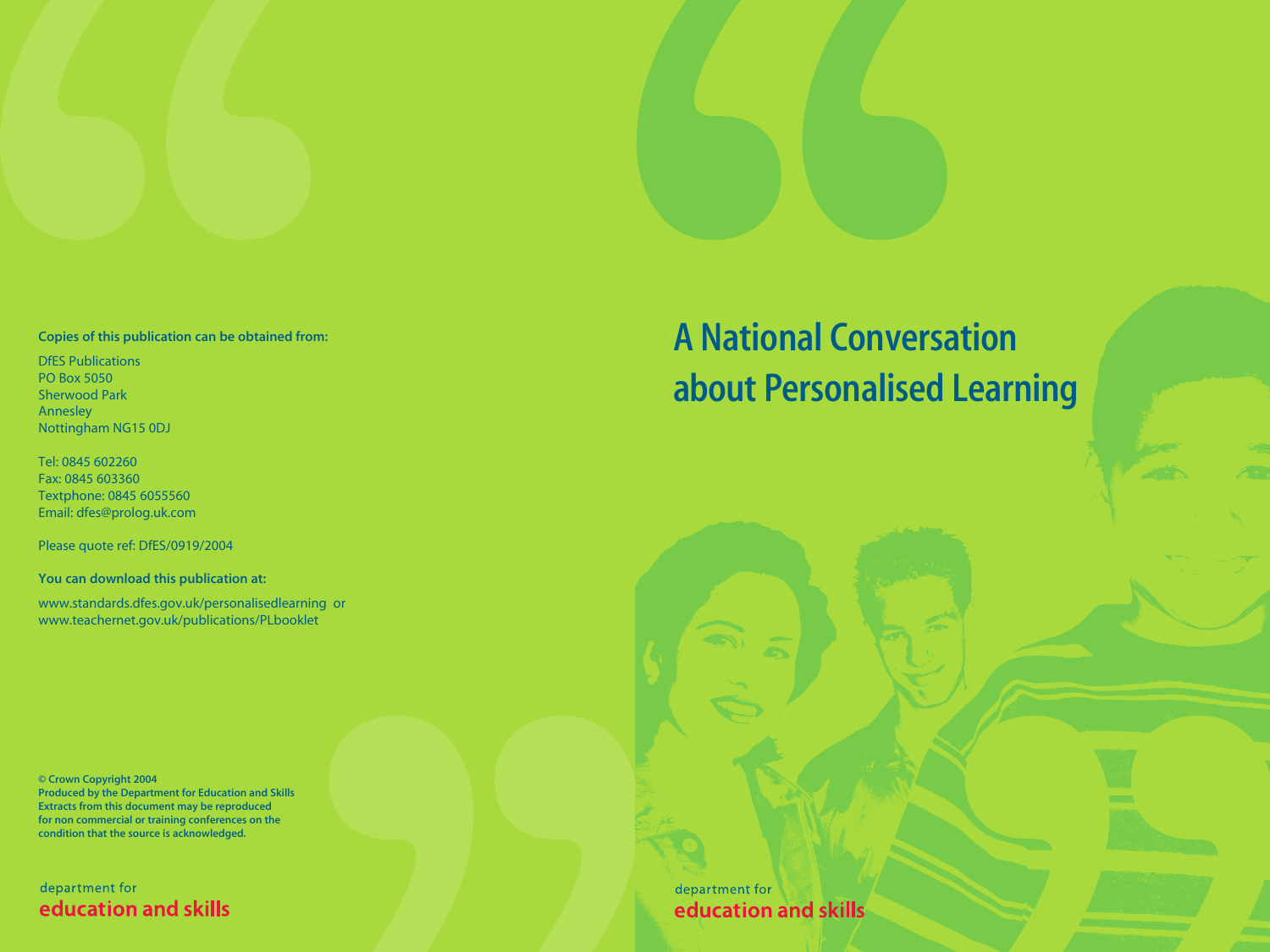# A National Conversation about Personalised Learning

department for
**education and skills**

**Copies of this publication can be obtained from:**

DfES Publications
PO Box 5050
Sherwood Park
Annesley
Nottingham NG15 0DJ

Tel: 0845 602260
Fax: 0845 603360
Textphone: 0845 6055560
Email: dfes@prolog.uk.com

Please quote ref: DfES/0919/2004

**You can download this publication at:**

www.standards.dfes.gov.uk/personalisedlearning or
www.teachernet.gov.uk/publications/PLbooklet

**© Crown Copyright 2004**
**Produced by the Department for Education and Skills**
**Extracts from this document may be reproduced for non commercial or training conferences on the condition that the source is acknowledged.**

department for
**education and skills**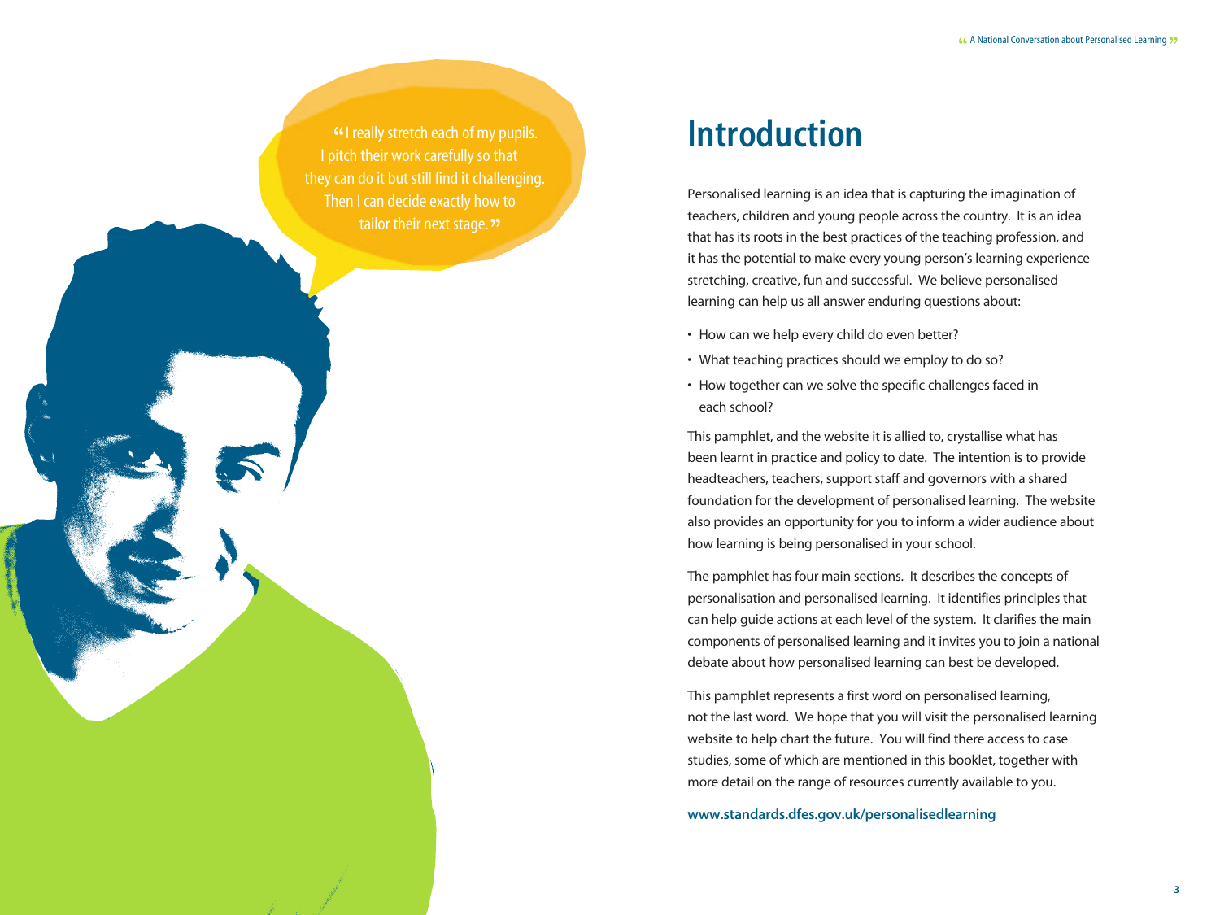> "I really stretch each of my pupils. I pitch their work carefully so that they can do it but still find it challenging. Then I can decide exactly how to tailor their next stage."

# Introduction

Personalised learning is an idea that is capturing the imagination of teachers, children and young people across the country. It is an idea that has its roots in the best practices of the teaching profession, and it has the potential to make every young person's learning experience stretching, creative, fun and successful. We believe personalised learning can help us all answer enduring questions about:

- How can we help every child do even better?
- What teaching practices should we employ to do so?
- How together can we solve the specific challenges faced in each school?

This pamphlet, and the website it is allied to, crystallise what has been learnt in practice and policy to date. The intention is to provide headteachers, teachers, support staff and governors with a shared foundation for the development of personalised learning. The website also provides an opportunity for you to inform a wider audience about how learning is being personalised in your school.

The pamphlet has four main sections. It describes the concepts of personalisation and personalised learning. It identifies principles that can help guide actions at each level of the system. It clarifies the main components of personalised learning and it invites you to join a national debate about how personalised learning can best be developed.

This pamphlet represents a first word on personalised learning, not the last word. We hope that you will visit the personalised learning website to help chart the future. You will find there access to case studies, some of which are mentioned in this booklet, together with more detail on the range of resources currently available to you.

**www.standards.dfes.gov.uk/personalisedlearning**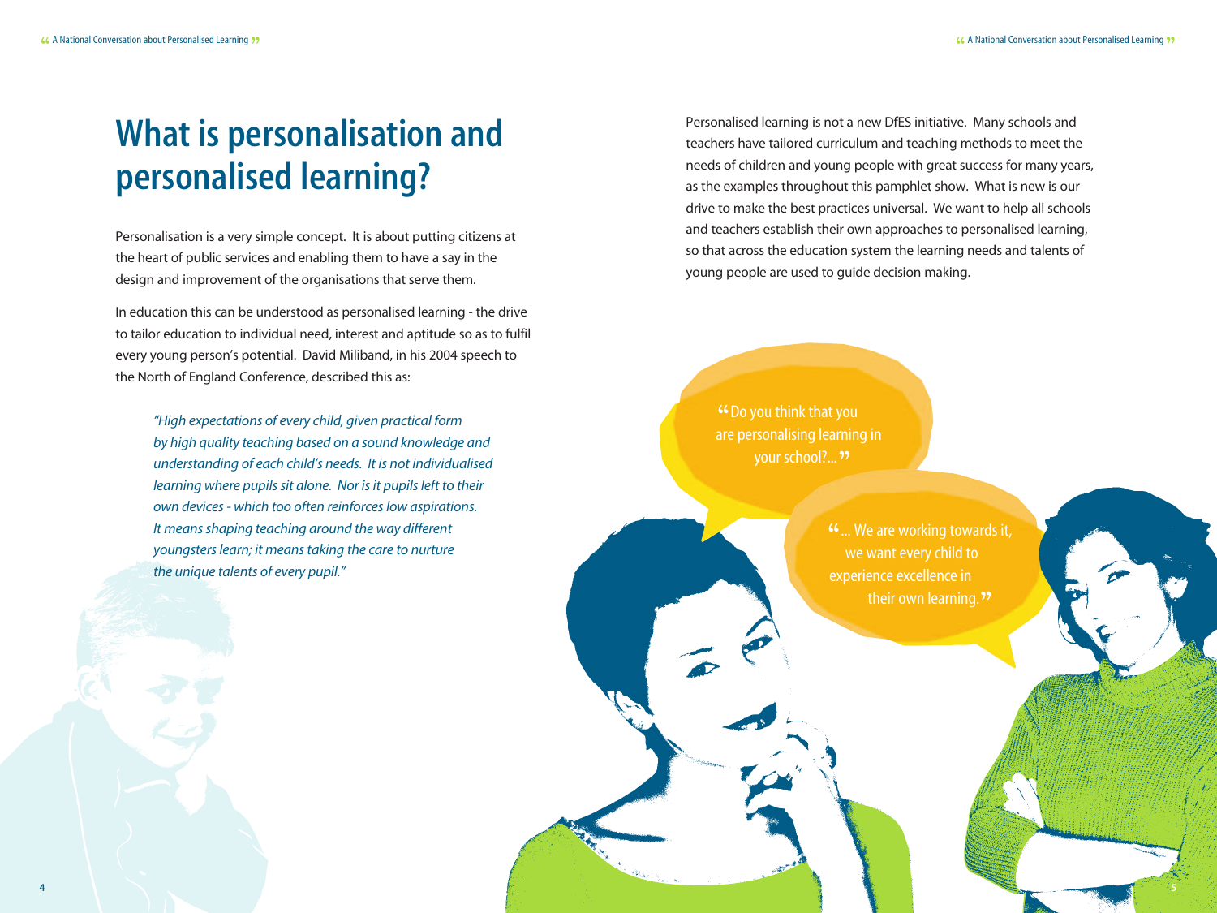# What is personalisation and personalised learning?

Personalisation is a very simple concept. It is about putting citizens at the heart of public services and enabling them to have a say in the design and improvement of the organisations that serve them.

In education this can be understood as personalised learning - the drive to tailor education to individual need, interest and aptitude so as to fulfil every young person's potential. David Miliband, in his 2004 speech to the North of England Conference, described this as:

> *"High expectations of every child, given practical form by high quality teaching based on a sound knowledge and understanding of each child's needs. It is not individualised learning where pupils sit alone. Nor is it pupils left to their own devices - which too often reinforces low aspirations. It means shaping teaching around the way different youngsters learn; it means taking the care to nurture the unique talents of every pupil."*

Personalised learning is not a new DfES initiative. Many schools and teachers have tailored curriculum and teaching methods to meet the needs of children and young people with great success for many years, as the examples throughout this pamphlet show. What is new is our drive to make the best practices universal. We want to help all schools and teachers establish their own approaches to personalised learning, so that across the education system the learning needs and talents of young people are used to guide decision making.

"Do you think that you are personalising learning in your school?..."

"... We are working towards it, we want every child to experience excellence in their own learning."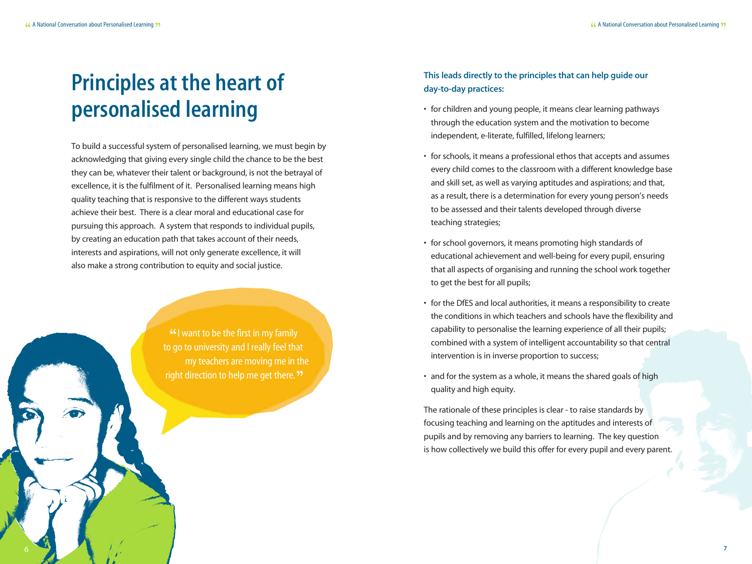# Principles at the heart of personalised learning

To build a successful system of personalised learning, we must begin by acknowledging that giving every single child the chance to be the best they can be, whatever their talent or background, is not the betrayal of excellence, it is the fulfilment of it. Personalised learning means high quality teaching that is responsive to the different ways students achieve their best. There is a clear moral and educational case for pursuing this approach. A system that responds to individual pupils, by creating an education path that takes account of their needs, interests and aspirations, will not only generate excellence, it will also make a strong contribution to equity and social justice.

"I want to be the first in my family to go to university and I really feel that my teachers are moving me in the right direction to help me get there."

**This leads directly to the principles that can help guide our day-to-day practices:**

- for children and young people, it means clear learning pathways through the education system and the motivation to become independent, e-literate, fulfilled, lifelong learners;
- for schools, it means a professional ethos that accepts and assumes every child comes to the classroom with a different knowledge base and skill set, as well as varying aptitudes and aspirations; and that, as a result, there is a determination for every young person's needs to be assessed and their talents developed through diverse teaching strategies;
- for school governors, it means promoting high standards of educational achievement and well-being for every pupil, ensuring that all aspects of organising and running the school work together to get the best for all pupils;
- for the DfES and local authorities, it means a responsibility to create the conditions in which teachers and schools have the flexibility and capability to personalise the learning experience of all their pupils; combined with a system of intelligent accountability so that central intervention is in inverse proportion to success;
- and for the system as a whole, it means the shared goals of high quality and high equity.

The rationale of these principles is clear - to raise standards by focusing teaching and learning on the aptitudes and interests of pupils and by removing any barriers to learning. The key question is how collectively we build this offer for every pupil and every parent.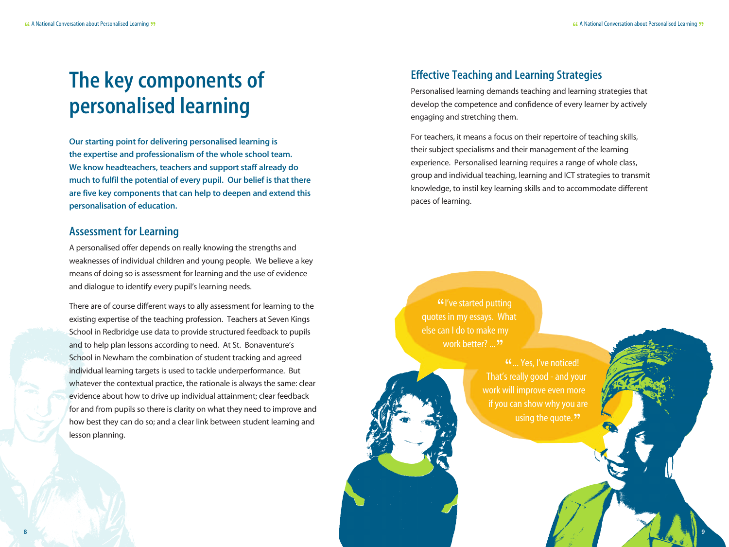# The key components of personalised learning

**Our starting point for delivering personalised learning is the expertise and professionalism of the whole school team. We know headteachers, teachers and support staff already do much to fulfil the potential of every pupil. Our belief is that there are five key components that can help to deepen and extend this personalisation of education.**

## Assessment for Learning

A personalised offer depends on really knowing the strengths and weaknesses of individual children and young people. We believe a key means of doing so is assessment for learning and the use of evidence and dialogue to identify every pupil's learning needs.

There are of course different ways to ally assessment for learning to the existing expertise of the teaching profession. Teachers at Seven Kings School in Redbridge use data to provide structured feedback to pupils and to help plan lessons according to need. At St. Bonaventure's School in Newham the combination of student tracking and agreed individual learning targets is used to tackle underperformance. But whatever the contextual practice, the rationale is always the same: clear evidence about how to drive up individual attainment; clear feedback for and from pupils so there is clarity on what they need to improve and how best they can do so; and a clear link between student learning and lesson planning.

## Effective Teaching and Learning Strategies

Personalised learning demands teaching and learning strategies that develop the competence and confidence of every learner by actively engaging and stretching them.

For teachers, it means a focus on their repertoire of teaching skills, their subject specialisms and their management of the learning experience. Personalised learning requires a range of whole class, group and individual teaching, learning and ICT strategies to transmit knowledge, to instil key learning skills and to accommodate different paces of learning.

"I've started putting quotes in my essays. What else can I do to make my work better? ..."

"... Yes, I've noticed! That's really good - and your work will improve even more if you can show why you are using the quote."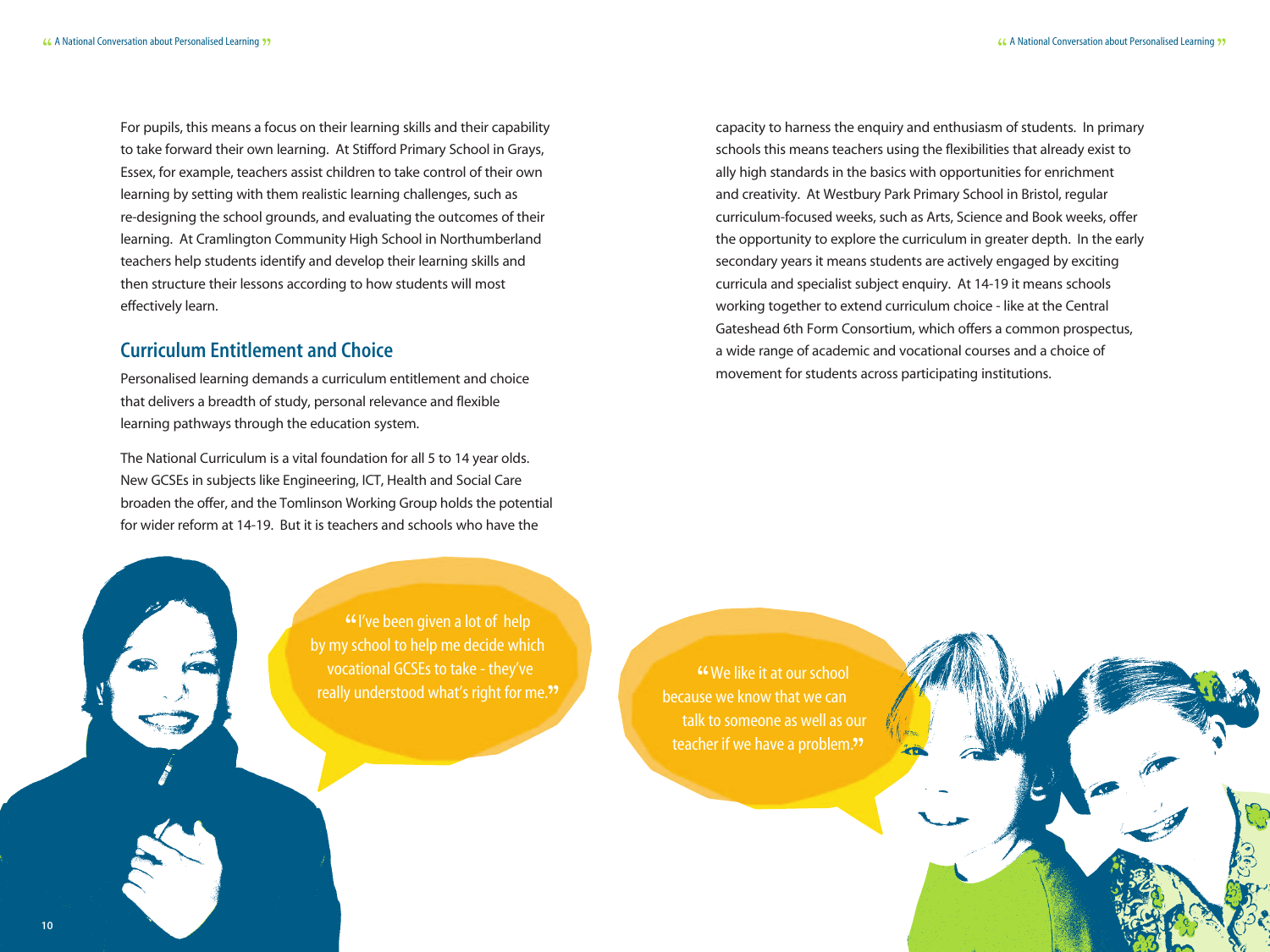For pupils, this means a focus on their learning skills and their capability to take forward their own learning. At Stifford Primary School in Grays, Essex, for example, teachers assist children to take control of their own learning by setting with them realistic learning challenges, such as re-designing the school grounds, and evaluating the outcomes of their learning. At Cramlington Community High School in Northumberland teachers help students identify and develop their learning skills and then structure their lessons according to how students will most effectively learn.

## Curriculum Entitlement and Choice

Personalised learning demands a curriculum entitlement and choice that delivers a breadth of study, personal relevance and flexible learning pathways through the education system.

The National Curriculum is a vital foundation for all 5 to 14 year olds. New GCSEs in subjects like Engineering, ICT, Health and Social Care broaden the offer, and the Tomlinson Working Group holds the potential for wider reform at 14-19. But it is teachers and schools who have the capacity to harness the enquiry and enthusiasm of students. In primary schools this means teachers using the flexibilities that already exist to ally high standards in the basics with opportunities for enrichment and creativity. At Westbury Park Primary School in Bristol, regular curriculum-focused weeks, such as Arts, Science and Book weeks, offer the opportunity to explore the curriculum in greater depth. In the early secondary years it means students are actively engaged by exciting curricula and specialist subject enquiry. At 14-19 it means schools working together to extend curriculum choice - like at the Central Gateshead 6th Form Consortium, which offers a common prospectus, a wide range of academic and vocational courses and a choice of movement for students across participating institutions.

"I've been given a lot of help by my school to help me decide which vocational GCSEs to take - they've really understood what's right for me."

"We like it at our school because we know that we can talk to someone as well as our teacher if we have a problem."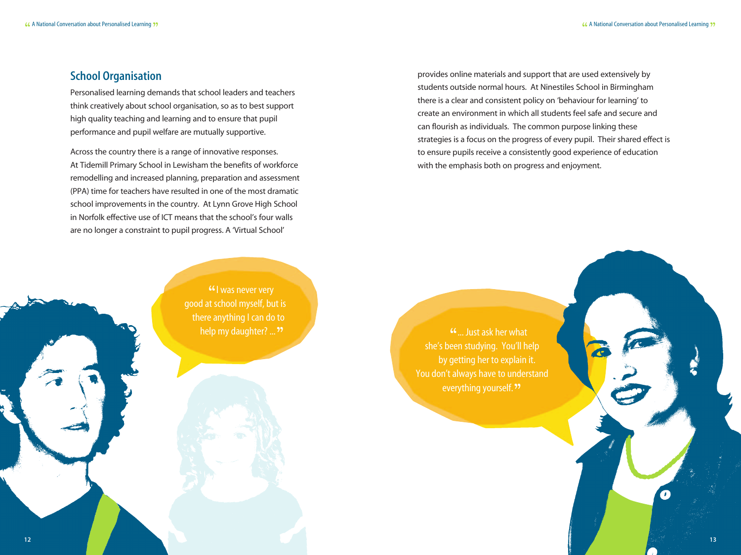## School Organisation

Personalised learning demands that school leaders and teachers think creatively about school organisation, so as to best support high quality teaching and learning and to ensure that pupil performance and pupil welfare are mutually supportive.

Across the country there is a range of innovative responses. At Tidemill Primary School in Lewisham the benefits of workforce remodelling and increased planning, preparation and assessment (PPA) time for teachers have resulted in one of the most dramatic school improvements in the country. At Lynn Grove High School in Norfolk effective use of ICT means that the school's four walls are no longer a constraint to pupil progress. A 'Virtual School' provides online materials and support that are used extensively by students outside normal hours. At Ninestiles School in Birmingham there is a clear and consistent policy on 'behaviour for learning' to create an environment in which all students feel safe and secure and can flourish as individuals. The common purpose linking these strategies is a focus on the progress of every pupil. Their shared effect is to ensure pupils receive a consistently good experience of education with the emphasis both on progress and enjoyment.

"I was never very good at school myself, but is there anything I can do to help my daughter? ..."

"... Just ask her what she's been studying. You'll help by getting her to explain it. You don't always have to understand everything yourself."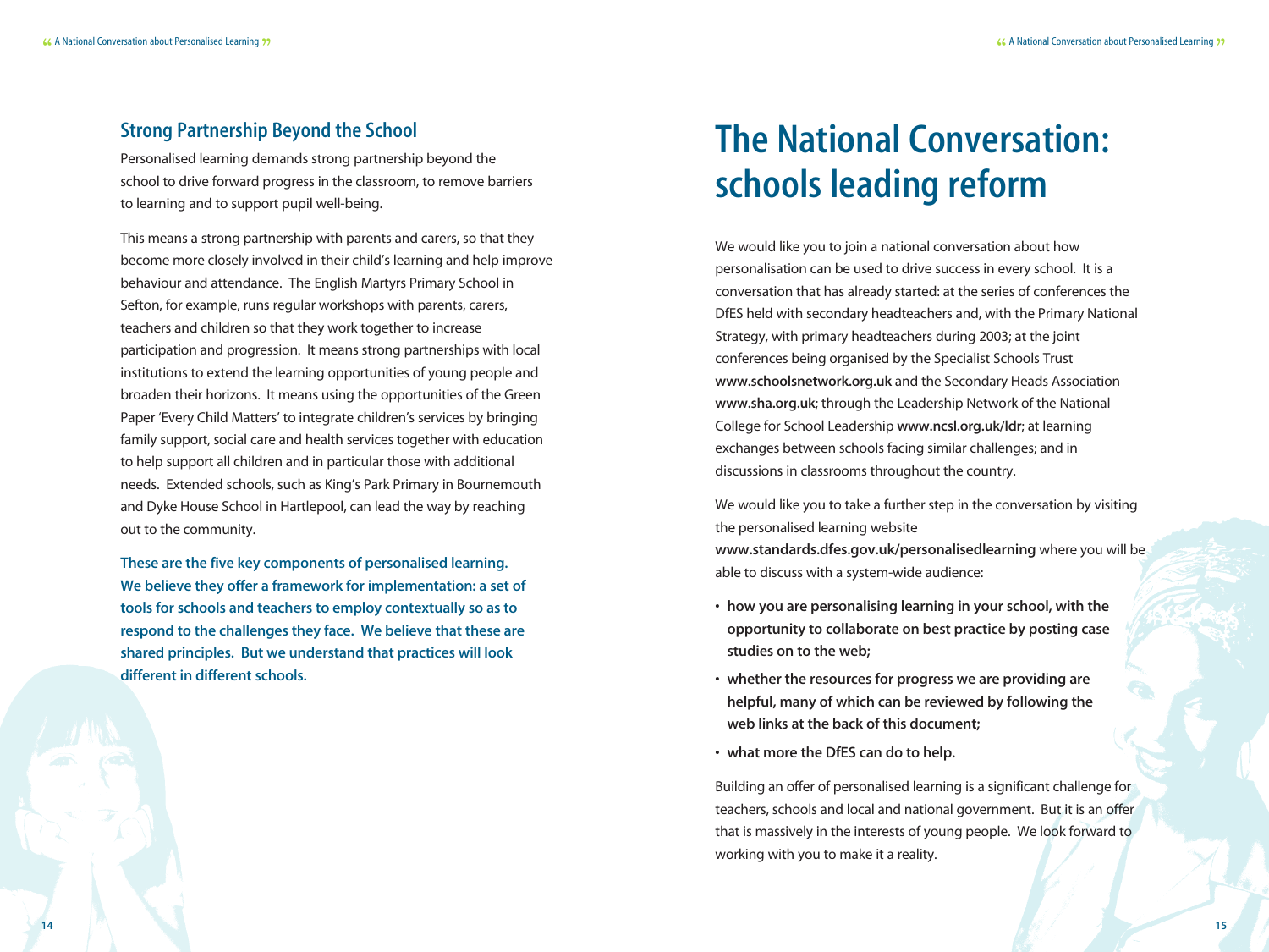## Strong Partnership Beyond the School

Personalised learning demands strong partnership beyond the school to drive forward progress in the classroom, to remove barriers to learning and to support pupil well-being.

This means a strong partnership with parents and carers, so that they become more closely involved in their child's learning and help improve behaviour and attendance. The English Martyrs Primary School in Sefton, for example, runs regular workshops with parents, carers, teachers and children so that they work together to increase participation and progression. It means strong partnerships with local institutions to extend the learning opportunities of young people and broaden their horizons. It means using the opportunities of the Green Paper 'Every Child Matters' to integrate children's services by bringing family support, social care and health services together with education to help support all children and in particular those with additional needs. Extended schools, such as King's Park Primary in Bournemouth and Dyke House School in Hartlepool, can lead the way by reaching out to the community.

**These are the five key components of personalised learning. We believe they offer a framework for implementation: a set of tools for schools and teachers to employ contextually so as to respond to the challenges they face. We believe that these are shared principles. But we understand that practices will look different in different schools.**

# The National Conversation: schools leading reform

We would like you to join a national conversation about how personalisation can be used to drive success in every school. It is a conversation that has already started: at the series of conferences the DfES held with secondary headteachers and, with the Primary National Strategy, with primary headteachers during 2003; at the joint conferences being organised by the Specialist Schools Trust **www.schoolsnetwork.org.uk** and the Secondary Heads Association **www.sha.org.uk**; through the Leadership Network of the National College for School Leadership **www.ncsl.org.uk/ldr**; at learning exchanges between schools facing similar challenges; and in discussions in classrooms throughout the country.

We would like you to take a further step in the conversation by visiting the personalised learning website **www.standards.dfes.gov.uk/personalisedlearning** where you will be able to discuss with a system-wide audience:

- **how you are personalising learning in your school, with the opportunity to collaborate on best practice by posting case studies on to the web;**
- **whether the resources for progress we are providing are helpful, many of which can be reviewed by following the web links at the back of this document;**
- **what more the DfES can do to help.**

Building an offer of personalised learning is a significant challenge for teachers, schools and local and national government. But it is an offer that is massively in the interests of young people. We look forward to working with you to make it a reality.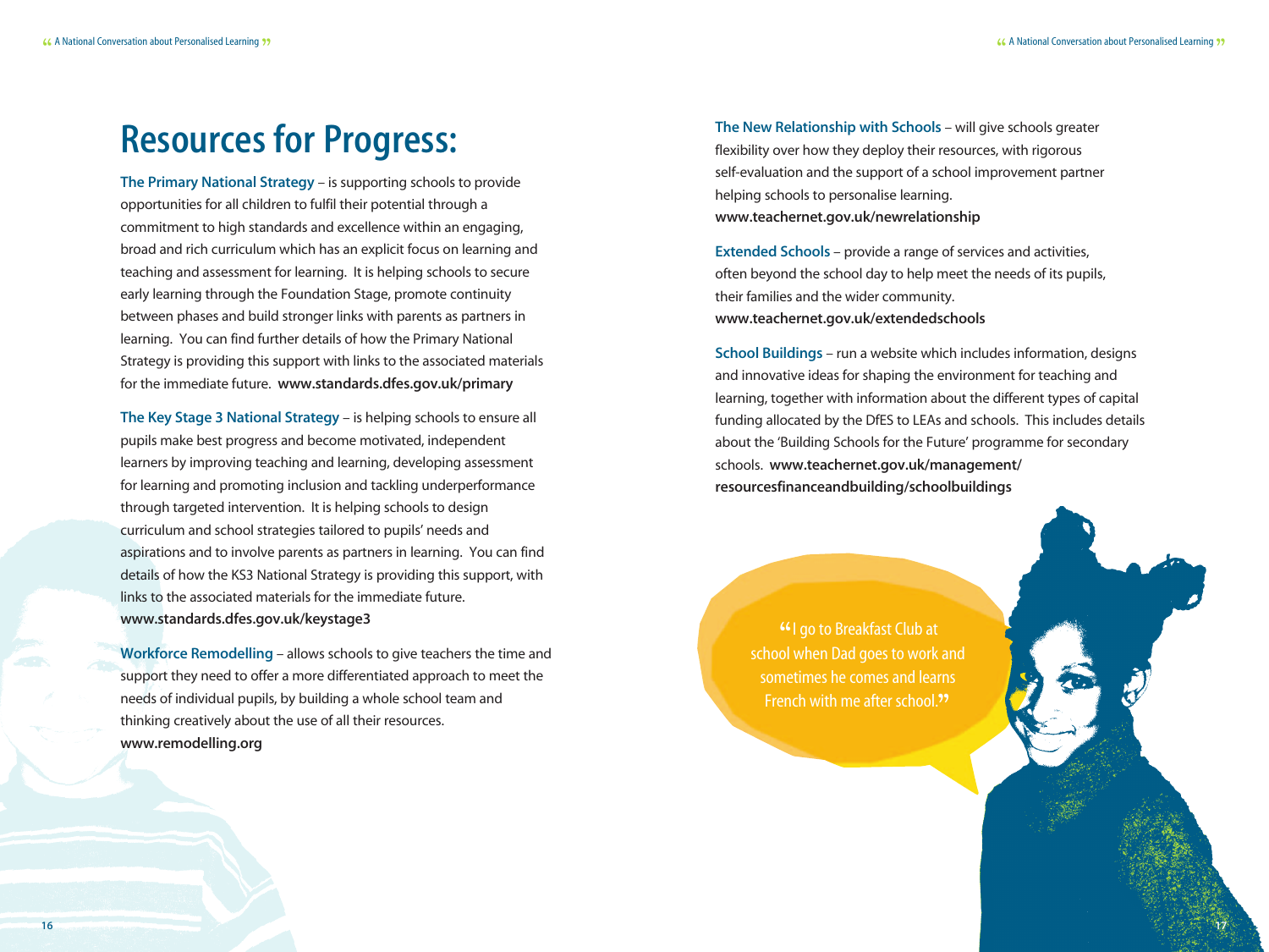# Resources for Progress:

**The Primary National Strategy** – is supporting schools to provide opportunities for all children to fulfil their potential through a commitment to high standards and excellence within an engaging, broad and rich curriculum which has an explicit focus on learning and teaching and assessment for learning. It is helping schools to secure early learning through the Foundation Stage, promote continuity between phases and build stronger links with parents as partners in learning. You can find further details of how the Primary National Strategy is providing this support with links to the associated materials for the immediate future. **www.standards.dfes.gov.uk/primary**

**The Key Stage 3 National Strategy** – is helping schools to ensure all pupils make best progress and become motivated, independent learners by improving teaching and learning, developing assessment for learning and promoting inclusion and tackling underperformance through targeted intervention. It is helping schools to design curriculum and school strategies tailored to pupils' needs and aspirations and to involve parents as partners in learning. You can find details of how the KS3 National Strategy is providing this support, with links to the associated materials for the immediate future. **www.standards.dfes.gov.uk/keystage3**

**Workforce Remodelling** – allows schools to give teachers the time and support they need to offer a more differentiated approach to meet the needs of individual pupils, by building a whole school team and thinking creatively about the use of all their resources. **www.remodelling.org**

**The New Relationship with Schools** – will give schools greater flexibility over how they deploy their resources, with rigorous self-evaluation and the support of a school improvement partner helping schools to personalise learning. **www.teachernet.gov.uk/newrelationship**

**Extended Schools** – provide a range of services and activities, often beyond the school day to help meet the needs of its pupils, their families and the wider community. **www.teachernet.gov.uk/extendedschools**

**School Buildings** – run a website which includes information, designs and innovative ideas for shaping the environment for teaching and learning, together with information about the different types of capital funding allocated by the DfES to LEAs and schools. This includes details about the 'Building Schools for the Future' programme for secondary schools. **www.teachernet.gov.uk/management/resourcesfinanceandbuilding/schoolbuildings**

"I go to Breakfast Club at school when Dad goes to work and sometimes he comes and learns French with me after school."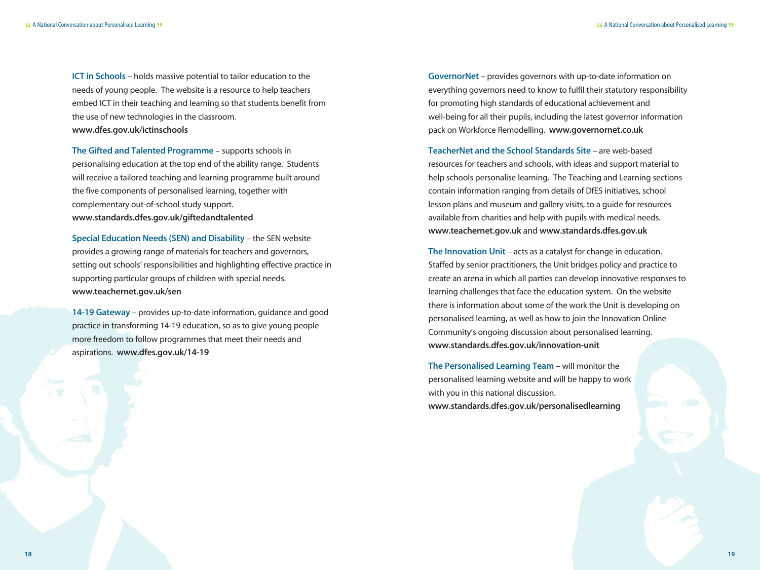**ICT in Schools** – holds massive potential to tailor education to the needs of young people. The website is a resource to help teachers embed ICT in their teaching and learning so that students benefit from the use of new technologies in the classroom.
**www.dfes.gov.uk/ictinschools**

**The Gifted and Talented Programme** – supports schools in personalising education at the top end of the ability range. Students will receive a tailored teaching and learning programme built around the five components of personalised learning, together with complementary out-of-school study support.
**www.standards.dfes.gov.uk/giftedandtalented**

**Special Education Needs (SEN) and Disability** – the SEN website provides a growing range of materials for teachers and governors, setting out schools' responsibilities and highlighting effective practice in supporting particular groups of children with special needs.
**www.teachernet.gov.uk/sen**

**14-19 Gateway** – provides up-to-date information, guidance and good practice in transforming 14-19 education, so as to give young people more freedom to follow programmes that meet their needs and aspirations. **www.dfes.gov.uk/14-19**

**GovernorNet** – provides governors with up-to-date information on everything governors need to know to fulfil their statutory responsibility for promoting high standards of educational achievement and well-being for all their pupils, including the latest governor information pack on Workforce Remodelling. **www.governornet.co.uk**

**TeacherNet and the School Standards Site** – are web-based resources for teachers and schools, with ideas and support material to help schools personalise learning. The Teaching and Learning sections contain information ranging from details of DfES initiatives, school lesson plans and museum and gallery visits, to a guide for resources available from charities and help with pupils with medical needs.
**www.teachernet.gov.uk** and **www.standards.dfes.gov.uk**

**The Innovation Unit** – acts as a catalyst for change in education. Staffed by senior practitioners, the Unit bridges policy and practice to create an arena in which all parties can develop innovative responses to learning challenges that face the education system. On the website there is information about some of the work the Unit is developing on personalised learning, as well as how to join the Innovation Online Community's ongoing discussion about personalised learning.
**www.standards.dfes.gov.uk/innovation-unit**

**The Personalised Learning Team** – will monitor the personalised learning website and will be happy to work with you in this national discussion.
**www.standards.dfes.gov.uk/personalisedlearning**